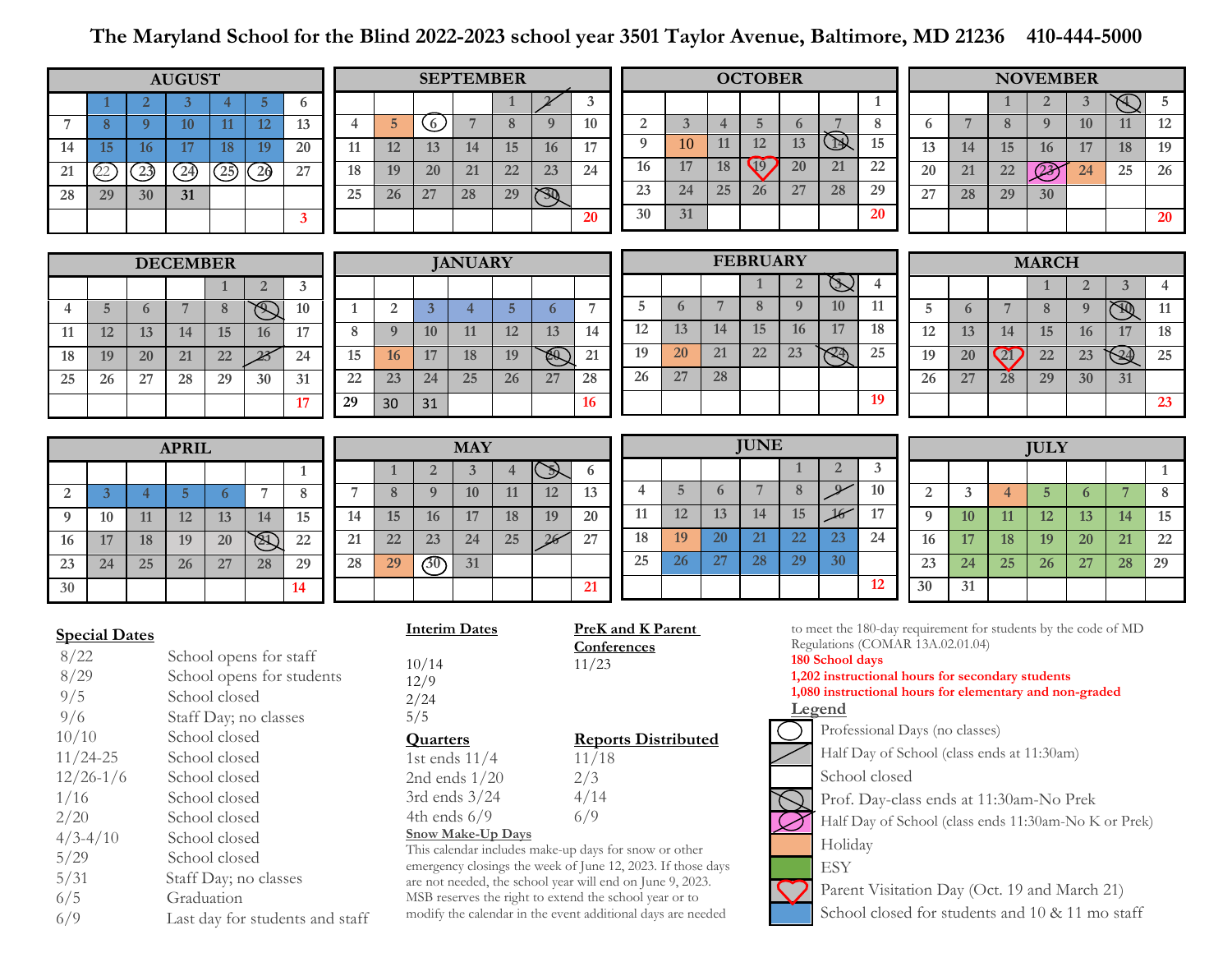# The Maryland School for the Blind 2022-2023 school year 3501 Taylor Avenue, Baltimore, MD 21236 410-444-5000

## AUGUST

| | | | | | | |
|---|---|---|---|---|---|---|
| | 1 | 2 | 3 | 4 | 5 | 6 |
| 7 | 8 | 9 | 10 | 11 | 12 | 13 |
| 14 | 15 | 16 | 17 | 18 | 19 | 20 |
| 21 | 22 | 23 | 24 | 25 | 26 | 27 |
| 28 | 29 | 30 | 31 | | | |
| | | | | | | 3 |

## SEPTEMBER

| | | | | | | |
|---|---|---|---|---|---|---|
| | | | | 1 | 2 | 3 |
| 4 | 5 | 6 | 7 | 8 | 9 | 10 |
| 11 | 12 | 13 | 14 | 15 | 16 | 17 |
| 18 | 19 | 20 | 21 | 22 | 23 | 24 |
| 25 | 26 | 27 | 28 | 29 | 30 | |
| | | | | | | 20 |

## OCTOBER

| | | | | | | |
|---|---|---|---|---|---|---|
| | | | | | | 1 |
| 2 | 3 | 4 | 5 | 6 | 7 | 8 |
| 9 | 10 | 11 | 12 | 13 | 14 | 15 |
| 16 | 17 | 18 | 19 | 20 | 21 | 22 |
| 23 | 24 | 25 | 26 | 27 | 28 | 29 |
| 30 | 31 | | | | | 20 |

## NOVEMBER

| | | | | | | |
|---|---|---|---|---|---|---|
| | | 1 | 2 | 3 | 4 | 5 |
| 6 | 7 | 8 | 9 | 10 | 11 | 12 |
| 13 | 14 | 15 | 16 | 17 | 18 | 19 |
| 20 | 21 | 22 | 23 | 24 | 25 | 26 |
| 27 | 28 | 29 | 30 | | | |
| | | | | | | 20 |

## DECEMBER

| | | | | | | |
|---|---|---|---|---|---|---|
| | | | | 1 | 2 | 3 |
| 4 | 5 | 6 | 7 | 8 | 9 | 10 |
| 11 | 12 | 13 | 14 | 15 | 16 | 17 |
| 18 | 19 | 20 | 21 | 22 | 23 | 24 |
| 25 | 26 | 27 | 28 | 29 | 30 | 31 |
| | | | | | | 17 |

## JANUARY

| | | | | | | |
|---|---|---|---|---|---|---|
| 1 | 2 | 3 | 4 | 5 | 6 | 7 |
| 8 | 9 | 10 | 11 | 12 | 13 | 14 |
| 15 | 16 | 17 | 18 | 19 | 20 | 21 |
| 22 | 23 | 24 | 25 | 26 | 27 | 28 |
| 29 | 30 | 31 | | | | 16 |

## FEBRUARY

| | | | | | | |
|---|---|---|---|---|---|---|
| | | | 1 | 2 | 3 | 4 |
| 5 | 6 | 7 | 8 | 9 | 10 | 11 |
| 12 | 13 | 14 | 15 | 16 | 17 | 18 |
| 19 | 20 | 21 | 22 | 23 | 24 | 25 |
| 26 | 27 | 28 | | | | |
| | | | | | | 19 |

## MARCH

| | | | | | | |
|---|---|---|---|---|---|---|
| | | | 1 | 2 | 3 | 4 |
| 5 | 6 | 7 | 8 | 9 | 10 | 11 |
| 12 | 13 | 14 | 15 | 16 | 17 | 18 |
| 19 | 20 | 21 | 22 | 23 | 24 | 25 |
| 26 | 27 | 28 | 29 | 30 | 31 | |
| | | | | | | 23 |

## APRIL

| | | | | | | |
|---|---|---|---|---|---|---|
| | | | | | | 1 |
| 2 | 3 | 4 | 5 | 6 | 7 | 8 |
| 9 | 10 | 11 | 12 | 13 | 14 | 15 |
| 16 | 17 | 18 | 19 | 20 | 21 | 22 |
| 23 | 24 | 25 | 26 | 27 | 28 | 29 |
| 30 | | | | | | 14 |

## MAY

| | | | | | | |
|---|---|---|---|---|---|---|
| | 1 | 2 | 3 | 4 | 5 | 6 |
| 7 | 8 | 9 | 10 | 11 | 12 | 13 |
| 14 | 15 | 16 | 17 | 18 | 19 | 20 |
| 21 | 22 | 23 | 24 | 25 | 26 | 27 |
| 28 | 29 | 30 | 31 | | | |
| | | | | | | 21 |

## JUNE

| | | | | | | |
|---|---|---|---|---|---|---|
| | | | | 1 | 2 | 3 |
| 4 | 5 | 6 | 7 | 8 | 9 | 10 |
| 11 | 12 | 13 | 14 | 15 | 16 | 17 |
| 18 | 19 | 20 | 21 | 22 | 23 | 24 |
| 25 | 26 | 27 | 28 | 29 | 30 | |
| | | | | | | 12 |

## JULY

| | | | | | | |
|---|---|---|---|---|---|---|
| | | | | | | 1 |
| 2 | 3 | 4 | 5 | 6 | 7 | 8 |
| 9 | 10 | 11 | 12 | 13 | 14 | 15 |
| 16 | 17 | 18 | 19 | 20 | 21 | 22 |
| 23 | 24 | 25 | 26 | 27 | 28 | 29 |
| 30 | 31 | | | | | |

## Special Dates

| | |
|---|---|
| 8/22 | School opens for staff |
| 8/29 | School opens for students |
| 9/5 | School closed |
| 9/6 | Staff Day; no classes |
| 10/10 | School closed |
| 11/24-25 | School closed |
| 12/26-1/6 | School closed |
| 1/16 | School closed |
| 2/20 | School closed |
| 4/3-4/10 | School closed |
| 5/29 | School closed |
| 5/31 | Staff Day; no classes |
| 6/5 | Graduation |
| 6/9 | Last day for students and staff |

**Interim Dates**

10/14
12/9
2/24
5/5

**PreK and K Parent Conferences**

11/23

| Quarters | Reports Distributed |
|---|---|
| 1st ends 11/4 | 11/18 |
| 2nd ends 1/20 | 2/3 |
| 3rd ends 3/24 | 4/14 |
| 4th ends 6/9 | 6/9 |

**Snow Make-Up Days**

This calendar includes make-up days for snow or other emergency closings the week of June 12, 2023. If those days are not needed, the school year will end on June 9, 2023. MSB reserves the right to extend the school year or to modify the calendar in the event additional days are needed to meet the 180-day requirement for students by the code of MD Regulations (COMAR 13A.02.01.04)

**180 School days**
**1,202 instructional hours for secondary students**
**1,080 instructional hours for elementary and non-graded**

## Legend

- Professional Days (no classes)
- Half Day of School (class ends at 11:30am)
- School closed
- Prof. Day-class ends at 11:30am-No Prek
- Half Day of School (class ends 11:30am-No K or Prek)
- Holiday
- ESY
- Parent Visitation Day (Oct. 19 and March 21)
- School closed for students and 10 & 11 mo staff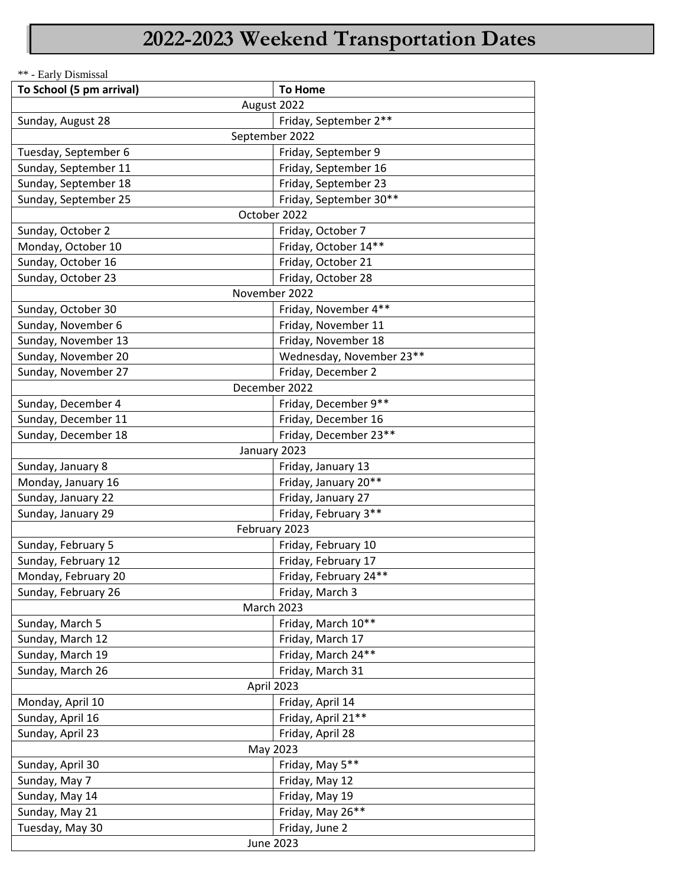# 2022-2023 Weekend Transportation Dates

** - Early Dismissal

| To School (5 pm arrival) | To Home |
|---|---|
| August 2022 | |
| Sunday, August 28 | Friday, September 2** |
| September 2022 | |
| Tuesday, September 6 | Friday, September 9 |
| Sunday, September 11 | Friday, September 16 |
| Sunday, September 18 | Friday, September 23 |
| Sunday, September 25 | Friday, September 30** |
| October 2022 | |
| Sunday, October 2 | Friday, October 7 |
| Monday, October 10 | Friday, October 14** |
| Sunday, October 16 | Friday, October 21 |
| Sunday, October 23 | Friday, October 28 |
| November 2022 | |
| Sunday, October 30 | Friday, November 4** |
| Sunday, November 6 | Friday, November 11 |
| Sunday, November 13 | Friday, November 18 |
| Sunday, November 20 | Wednesday, November 23** |
| Sunday, November 27 | Friday, December 2 |
| December 2022 | |
| Sunday, December 4 | Friday, December 9** |
| Sunday, December 11 | Friday, December 16 |
| Sunday, December 18 | Friday, December 23** |
| January 2023 | |
| Sunday, January 8 | Friday, January 13 |
| Monday, January 16 | Friday, January 20** |
| Sunday, January 22 | Friday, January 27 |
| Sunday, January 29 | Friday, February 3** |
| February 2023 | |
| Sunday, February 5 | Friday, February 10 |
| Sunday, February 12 | Friday, February 17 |
| Monday, February 20 | Friday, February 24** |
| Sunday, February 26 | Friday, March 3 |
| March 2023 | |
| Sunday, March 5 | Friday, March 10** |
| Sunday, March 12 | Friday, March 17 |
| Sunday, March 19 | Friday, March 24** |
| Sunday, March 26 | Friday, March 31 |
| April 2023 | |
| Monday, April 10 | Friday, April 14 |
| Sunday, April 16 | Friday, April 21** |
| Sunday, April 23 | Friday, April 28 |
| May 2023 | |
| Sunday, April 30 | Friday, May 5** |
| Sunday, May 7 | Friday, May 12 |
| Sunday, May 14 | Friday, May 19 |
| Sunday, May 21 | Friday, May 26** |
| Tuesday, May 30 | Friday, June 2 |
| June 2023 | |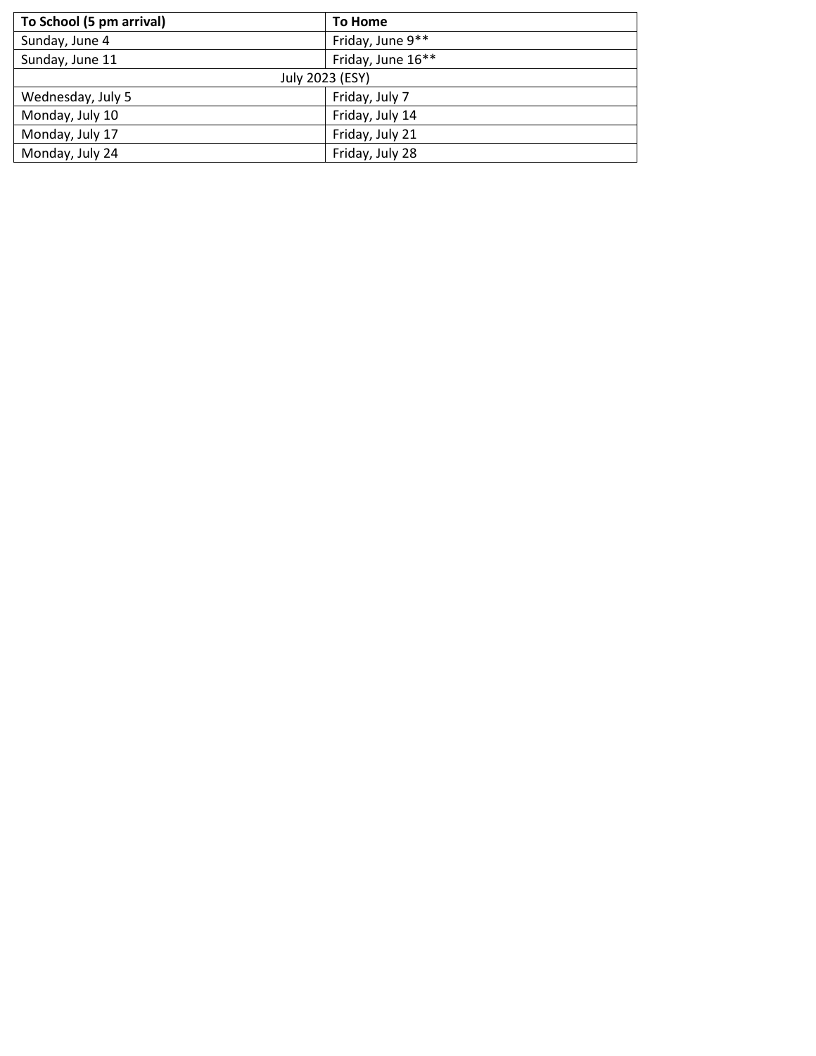| **To School (5 pm arrival)** | **To Home** |
| --- | --- |
| Sunday, June 4 | Friday, June 9** |
| Sunday, June 11 | Friday, June 16** |
| July 2023 (ESY) | |
| Wednesday, July 5 | Friday, July 7 |
| Monday, July 10 | Friday, July 14 |
| Monday, July 17 | Friday, July 21 |
| Monday, July 24 | Friday, July 28 |